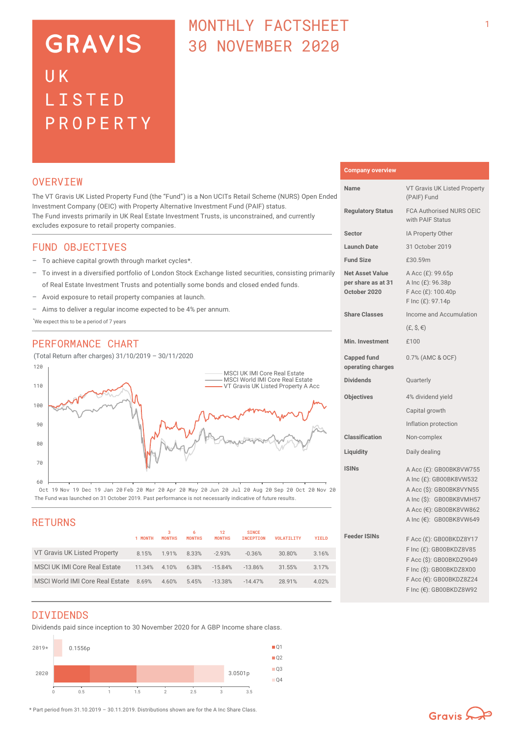# GRAVIS

## UK LISTED PROPERTY

# MONTHLY FACTSHEET 30 NOVEMBER 2020

## OVERVIEW

The VT Gravis UK Listed Property Fund (the "Fund") is a Non UCITs Retail Scheme (NURS) Open Ended Investment Company (OEIC) with Property Alternative Investment Fund (PAIF) status.
The Fund invests primarily in UK Real Estate Investment Trusts, is unconstrained, and currently excludes exposure to retail property companies.

## FUND OBJECTIVES

- To achieve capital growth through market cycles*.
- To invest in a diversified portfolio of London Stock Exchange listed securities, consisting primarily of Real Estate Investment Trusts and potentially some bonds and closed ended funds.
- Avoid exposure to retail property companies at launch.
- Aims to deliver a regular income expected to be 4% per annum.

*We expect this to be a period of 7 years

## PERFORMANCE CHART

(Total Return after charges) 31/10/2019 – 30/11/2020

Legend: MSCI UK IMI Core Real Estate; MSCI World IMI Core Real Estate; VT Gravis UK Listed Property A Acc

Y-axis: 60–120. X-axis: Oct 19, Nov 19, Dec 19, Jan 20, Feb 20, Mar 20, Apr 20, May 20, Jun 20, Jul 20, Aug 20, Sep 20, Oct 20, Nov 20

The Fund was launched on 31 October 2019. Past performance is not necessarily indicative of future results.

## RETURNS

| | 1 MONTH | 3 MONTHS | 6 MONTHS | 12 MONTHS | SINCE INCEPTION | VOLATILITY | YIELD |
|---|---|---|---|---|---|---|---|
| VT Gravis UK Listed Property | 8.15% | 1.91% | 8.33% | -2.93% | -0.36% | 30.80% | 3.16% |
| MSCI UK IMI Core Real Estate | 11.34% | 4.10% | 6.38% | -15.84% | -13.86% | 31.55% | 3.17% |
| MSCI World IMI Core Real Estate | 8.69% | 4.60% | 5.45% | -13.38% | -14.47% | 28.91% | 4.02% |

## DIVIDENDS

Dividends paid since inception to 30 November 2020 for A GBP Income share class.

| Year | Total |
|---|---|
| 2019* | 0.1556p |
| 2020 | 3.0501p |

Legend: Q1, Q2, Q3, Q4. X-axis: 0, 0.5, 1, 1.5, 2, 2.5, 3, 3.5

\* Part period from 31.10.2019 – 30.11.2019. Distributions shown are for the A Inc Share Class.

## Company overview

| | |
|---|---|
| **Name** | VT Gravis UK Listed Property (PAIF) Fund |
| **Regulatory Status** | FCA Authorised NURS OEIC with PAIF Status |
| **Sector** | IA Property Other |
| **Launch Date** | 31 October 2019 |
| **Fund Size** | £30.59m |
| **Net Asset Value per share as at 31 October 2020** | A Acc (£): 99.65p<br>A Inc (£): 96.38p<br>F Acc (£): 100.40p<br>F Inc (£): 97.14p |
| **Share Classes** | Income and Accumulation (£, $, €) |
| **Min. Investment** | £100 |
| **Capped fund operating charges** | 0.7% (AMC & OCF) |
| **Dividends** | Quarterly |
| **Objectives** | 4% dividend yield<br>Capital growth<br>Inflation protection |
| **Classification** | Non-complex |
| **Liquidity** | Daily dealing |
| **ISINs** | A Acc (£): GB00BK8VW755<br>A Inc (£): GB00BK8VW532<br>A Acc ($): GB00BK8VYN55<br>A Inc ($): GB00BK8VMH57<br>A Acc (€): GB00BK8VW862<br>A Inc (€): GB00BK8VW649 |
| **Feeder ISINs** | F Acc (£): GB00BKDZ8Y17<br>F Inc (£): GB00BKDZ8V85<br>F Acc ($): GB00BKDZ9049<br>F Inc ($): GB00BKDZ8X00<br>F Acc (€): GB00BKDZ8Z24<br>F Inc (€): GB00BKDZ8W92 |

Gravis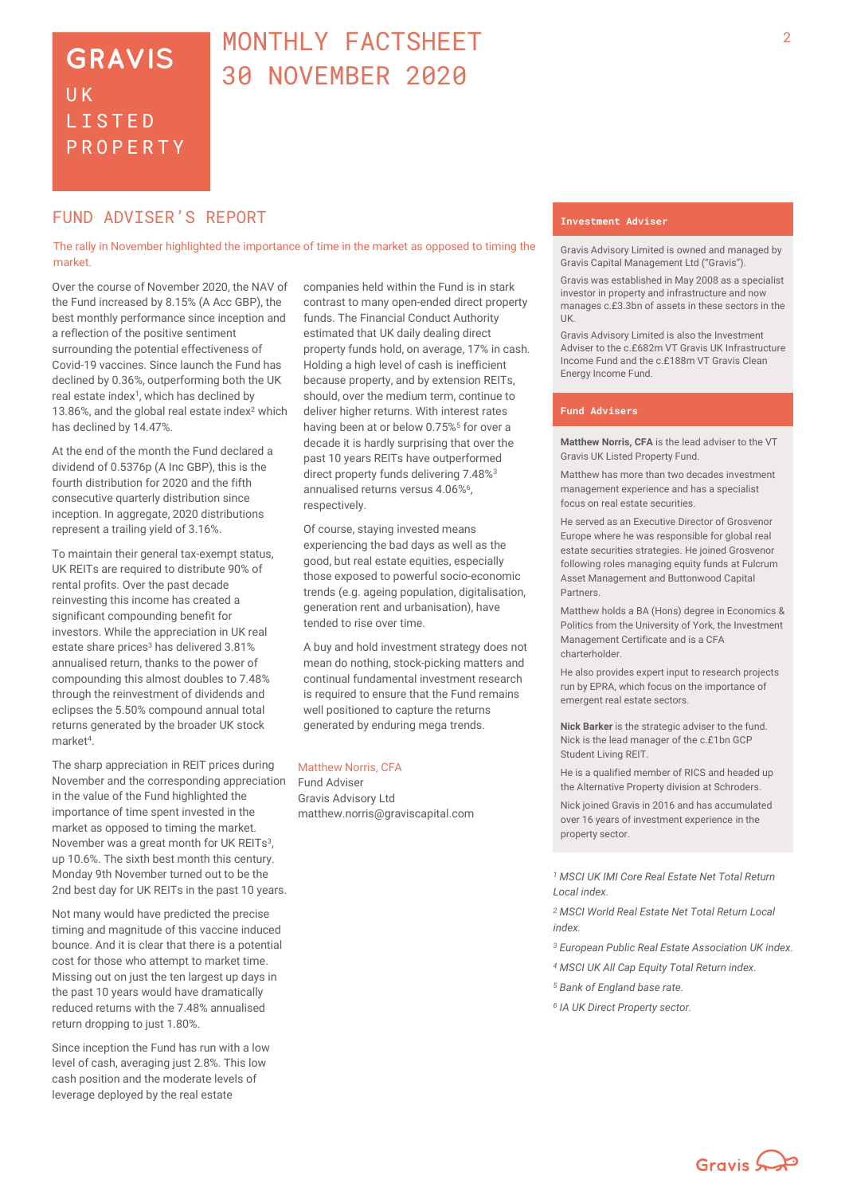# GRAVIS UK LISTED PROPERTY

# MONTHLY FACTSHEET 30 NOVEMBER 2020

## FUND ADVISER'S REPORT

The rally in November highlighted the importance of time in the market as opposed to timing the market.

Over the course of November 2020, the NAV of the Fund increased by 8.15% (A Acc GBP), the best monthly performance since inception and a reflection of the positive sentiment surrounding the potential effectiveness of Covid-19 vaccines. Since launch the Fund has declined by 0.36%, outperforming both the UK real estate index[1], which has declined by 13.86%, and the global real estate index[2] which has declined by 14.47%.

At the end of the month the Fund declared a dividend of 0.5376p (A Inc GBP), this is the fourth distribution for 2020 and the fifth consecutive quarterly distribution since inception. In aggregate, 2020 distributions represent a trailing yield of 3.16%.

To maintain their general tax-exempt status, UK REITs are required to distribute 90% of rental profits. Over the past decade reinvesting this income has created a significant compounding benefit for investors. While the appreciation in UK real estate share prices[3] has delivered 3.81% annualised return, thanks to the power of compounding this almost doubles to 7.48% through the reinvestment of dividends and eclipses the 5.50% compound annual total returns generated by the broader UK stock market[4].

The sharp appreciation in REIT prices during November and the corresponding appreciation in the value of the Fund highlighted the importance of time spent invested in the market as opposed to timing the market. November was a great month for UK REITs[3], up 10.6%. The sixth best month this century. Monday 9th November turned out to be the 2nd best day for UK REITs in the past 10 years.

Not many would have predicted the precise timing and magnitude of this vaccine induced bounce. And it is clear that there is a potential cost for those who attempt to market time. Missing out on just the ten largest up days in the past 10 years would have dramatically reduced returns with the 7.48% annualised return dropping to just 1.80%.

Since inception the Fund has run with a low level of cash, averaging just 2.8%. This low cash position and the moderate levels of leverage deployed by the real estate companies held within the Fund is in stark contrast to many open-ended direct property funds. The Financial Conduct Authority estimated that UK daily dealing direct property funds hold, on average, 17% in cash. Holding a high level of cash is inefficient because property, and by extension REITs, should, over the medium term, continue to deliver higher returns. With interest rates having been at or below 0.75%[5] for over a decade it is hardly surprising that over the past 10 years REITs have outperformed direct property funds delivering 7.48%[3] annualised returns versus 4.06%[6], respectively.

Of course, staying invested means experiencing the bad days as well as the good, but real estate equities, especially those exposed to powerful socio-economic trends (e.g. ageing population, digitalisation, generation rent and urbanisation), have tended to rise over time.

A buy and hold investment strategy does not mean do nothing, stock-picking matters and continual fundamental investment research is required to ensure that the Fund remains well positioned to capture the returns generated by enduring mega trends.

Matthew Norris, CFA
Fund Adviser
Gravis Advisory Ltd
matthew.norris@graviscapital.com

### Investment Adviser

Gravis Advisory Limited is owned and managed by Gravis Capital Management Ltd ("Gravis").

Gravis was established in May 2008 as a specialist investor in property and infrastructure and now manages c.£3.3bn of assets in these sectors in the UK.

Gravis Advisory Limited is also the Investment Adviser to the c.£682m VT Gravis UK Infrastructure Income Fund and the c.£188m VT Gravis Clean Energy Income Fund.

### Fund Advisers

**Matthew Norris, CFA** is the lead adviser to the VT Gravis UK Listed Property Fund.

Matthew has more than two decades investment management experience and has a specialist focus on real estate securities.

He served as an Executive Director of Grosvenor Europe where he was responsible for global real estate securities strategies. He joined Grosvenor following roles managing equity funds at Fulcrum Asset Management and Buttonwood Capital Partners.

Matthew holds a BA (Hons) degree in Economics & Politics from the University of York, the Investment Management Certificate and is a CFA charterholder.

He also provides expert input to research projects run by EPRA, which focus on the importance of emergent real estate sectors.

**Nick Barker** is the strategic adviser to the fund. Nick is the lead manager of the c.£1bn GCP Student Living REIT.

He is a qualified member of RICS and headed up the Alternative Property division at Schroders.

Nick joined Gravis in 2016 and has accumulated over 16 years of investment experience in the property sector.

*[1] MSCI UK IMI Core Real Estate Net Total Return Local index.*

*[2] MSCI World Real Estate Net Total Return Local index.*

*[3] European Public Real Estate Association UK index.*

*[4] MSCI UK All Cap Equity Total Return index.*

*[5] Bank of England base rate.*

*[6] IA UK Direct Property sector.*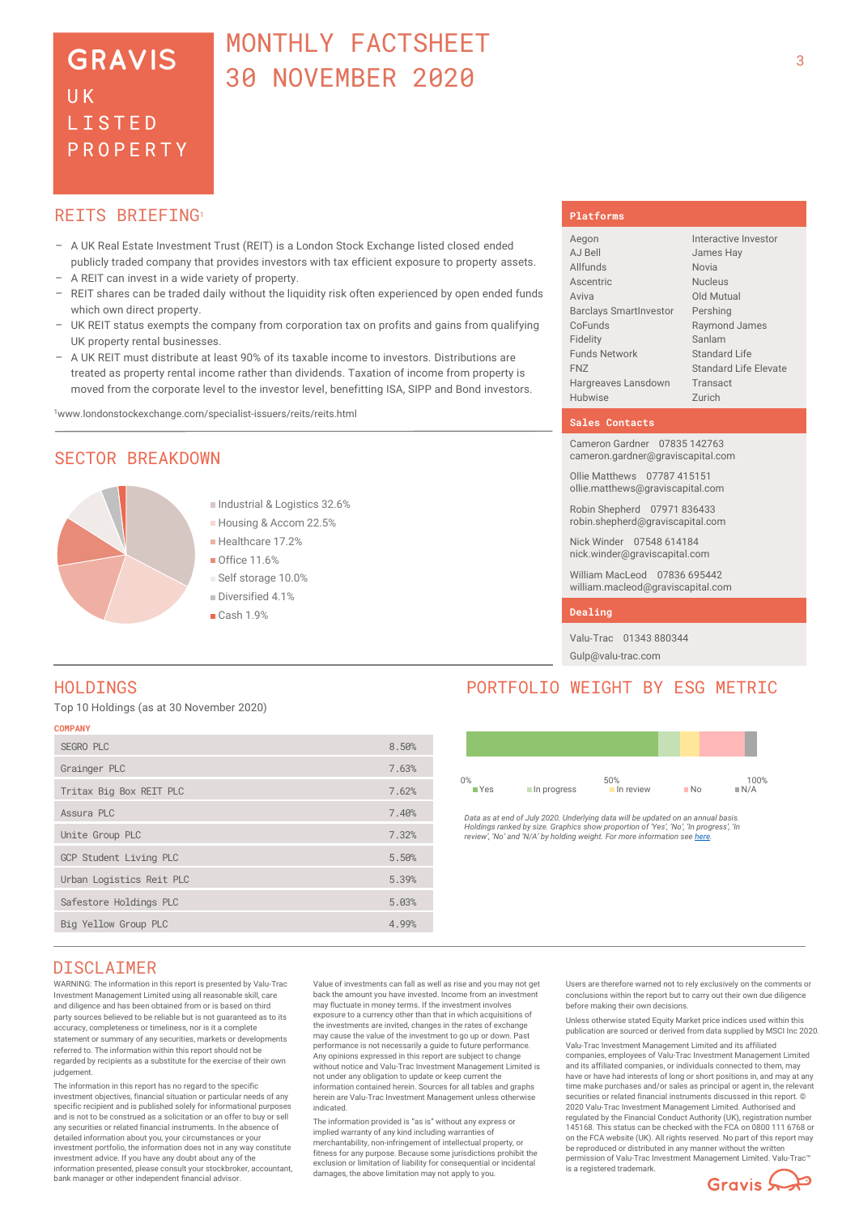# GRAVIS

UK LISTED PROPERTY

# MONTHLY FACTSHEET 30 NOVEMBER 2020

## REITS BRIEFING[1]

- A UK Real Estate Investment Trust (REIT) is a London Stock Exchange listed closed ended publicly traded company that provides investors with tax efficient exposure to property assets.
- A REIT can invest in a wide variety of property.
- REIT shares can be traded daily without the liquidity risk often experienced by open ended funds which own direct property.
- UK REIT status exempts the company from corporation tax on profits and gains from qualifying UK property rental businesses.
- A UK REIT must distribute at least 90% of its taxable income to investors. Distributions are treated as property rental income rather than dividends. Taxation of income from property is moved from the corporate level to the investor level, benefitting ISA, SIPP and Bond investors.

[1]www.londonstockexchange.com/specialist-issuers/reits/reits.html

## SECTOR BREAKDOWN

Industrial & Logistics 32.6%
Housing & Accom 22.5%
Healthcare 17.2%
Office 11.6%
Self storage 10.0%
Diversified 4.1%
Cash 1.9%

## Platforms

| | |
|---|---|
| Aegon | Interactive Investor |
| AJ Bell | James Hay |
| Allfunds | Novia |
| Ascentric | Nucleus |
| Aviva | Old Mutual |
| Barclays SmartInvestor | Pershing |
| CoFunds | Raymond James |
| Fidelity | Sanlam |
| Funds Network | Standard Life |
| FNZ | Standard Life Elevate |
| Hargreaves Lansdown | Transact |
| Hubwise | Zurich |

## Sales Contacts

Cameron Gardner 07835 142763
cameron.gardner@graviscapital.com

Ollie Matthews 07787 415151
ollie.matthews@graviscapital.com

Robin Shepherd 07971 836433
robin.shepherd@graviscapital.com

Nick Winder 07548 614184
nick.winder@graviscapital.com

William MacLeod 07836 695442
william.macleod@graviscapital.com

## Dealing

Valu-Trac 01343 880344
Gulp@valu-trac.com

## HOLDINGS

Top 10 Holdings (as at 30 November 2020)

| COMPANY | |
|---|---|
| SEGRO PLC | 8.50% |
| Grainger PLC | 7.63% |
| Tritax Big Box REIT PLC | 7.62% |
| Assura PLC | 7.40% |
| Unite Group PLC | 7.32% |
| GCP Student Living PLC | 5.50% |
| Urban Logistics Reit PLC | 5.39% |
| Safestore Holdings PLC | 5.03% |
| Big Yellow Group PLC | 4.99% |

## PORTFOLIO WEIGHT BY ESG METRIC

0% 50% 100%
Yes In progress In review No N/A

*Data as at end of July 2020. Underlying data will be updated on an annual basis. Holdings ranked by size. Graphics show proportion of 'Yes', 'No', 'In progress', 'In review', 'No' and 'N/A' by holding weight. For more information see here.*

## DISCLAIMER

WARNING: The information in this report is presented by Valu-Trac Investment Management Limited using all reasonable skill, care and diligence and has been obtained from or is based on third party sources believed to be reliable but is not guaranteed as to its accuracy, completeness or timeliness, nor is it a complete statement or summary of any securities, markets or developments referred to. The information within this report should not be regarded by recipients as a substitute for the exercise of their own judgement.

The information in this report has no regard to the specific investment objectives, financial situation or particular needs of any specific recipient and is published solely for informational purposes and is not to be construed as a solicitation or an offer to buy or sell any securities or related financial instruments. In the absence of detailed information about you, your circumstances or your investment portfolio, the information does not in any way constitute investment advice. If you have any doubt about any of the information presented, please consult your stockbroker, accountant, bank manager or other independent financial advisor.

Value of investments can fall as well as rise and you may not get back the amount you have invested. Income from an investment may fluctuate in money terms. If the investment involves exposure to a currency other than that in which acquisitions of the investments are invited, changes in the rates of exchange may cause the value of the investment to go up or down. Past performance is not necessarily a guide to future performance. Any opinions expressed in this report are subject to change without notice and Valu-Trac Investment Management Limited is not under any obligation to update or keep current the information contained herein. Sources for all tables and graphs herein are Valu-Trac Investment Management unless otherwise indicated.

The information provided is "as is" without any express or implied warranty of any kind including warranties of merchantability, non-infringement of intellectual property, or fitness for any purpose. Because some jurisdictions prohibit the exclusion or limitation of liability for consequential or incidental damages, the above limitation may not apply to you.

Users are therefore warned not to rely exclusively on the comments or conclusions within the report but to carry out their own due diligence before making their own decisions.

Unless otherwise stated Equity Market price indices used within this publication are sourced or derived from data supplied by MSCI Inc 2020.

Valu-Trac Investment Management Limited and its affiliated companies, employees of Valu-Trac Investment Management Limited and its affiliated companies, or individuals connected to them, may have or have had interests of long or short positions in, and may at any time make purchases and/or sales as principal or agent in, the relevant securities or related financial instruments discussed in this report. © 2020 Valu-Trac Investment Management Limited. Authorised and regulated by the Financial Conduct Authority (UK), registration number 145168. This status can be checked with the FCA on 0800 111 6768 or on the FCA website (UK). All rights reserved. No part of this report may be reproduced or distributed in any manner without the written permission of Valu-Trac Investment Management Limited. Valu-Trac™ is a registered trademark.

Gravis